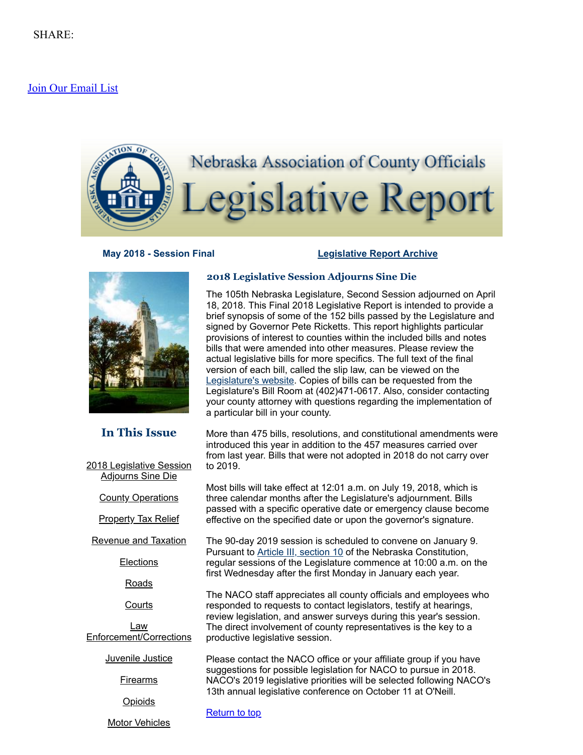SHARE:

Join Our Email List

# Nebraska Association of County Officials Legislative Report

**May 2018 - Session Final**

Legislative Report Archive

## In This Issue

- 2018 Legislative Session Adjourns Sine Die
- County Operations
- Property Tax Relief
- Revenue and Taxation
- Elections
- Roads
- Courts
- Law Enforcement/Corrections
- Juvenile Justice
- Firearms
- Opioids
- Motor Vehicles

## 2018 Legislative Session Adjourns Sine Die

The 105th Nebraska Legislature, Second Session adjourned on April 18, 2018. This Final 2018 Legislative Report is intended to provide a brief synopsis of some of the 152 bills passed by the Legislature and signed by Governor Pete Ricketts. This report highlights particular provisions of interest to counties within the included bills and notes bills that were amended into other measures. Please review the actual legislative bills for more specifics. The full text of the final version of each bill, called the slip law, can be viewed on the Legislature's website. Copies of bills can be requested from the Legislature's Bill Room at (402)471-0617. Also, consider contacting your county attorney with questions regarding the implementation of a particular bill in your county.

More than 475 bills, resolutions, and constitutional amendments were introduced this year in addition to the 457 measures carried over from last year. Bills that were not adopted in 2018 do not carry over to 2019.

Most bills will take effect at 12:01 a.m. on July 19, 2018, which is three calendar months after the Legislature's adjournment. Bills passed with a specific operative date or emergency clause become effective on the specified date or upon the governor's signature.

The 90-day 2019 session is scheduled to convene on January 9. Pursuant to Article III, section 10 of the Nebraska Constitution, regular sessions of the Legislature commence at 10:00 a.m. on the first Wednesday after the first Monday in January each year.

The NACO staff appreciates all county officials and employees who responded to requests to contact legislators, testify at hearings, review legislation, and answer surveys during this year's session. The direct involvement of county representatives is the key to a productive legislative session.

Please contact the NACO office or your affiliate group if you have suggestions for possible legislation for NACO to pursue in 2018. NACO's 2019 legislative priorities will be selected following NACO's 13th annual legislative conference on October 11 at O'Neill.

Return to top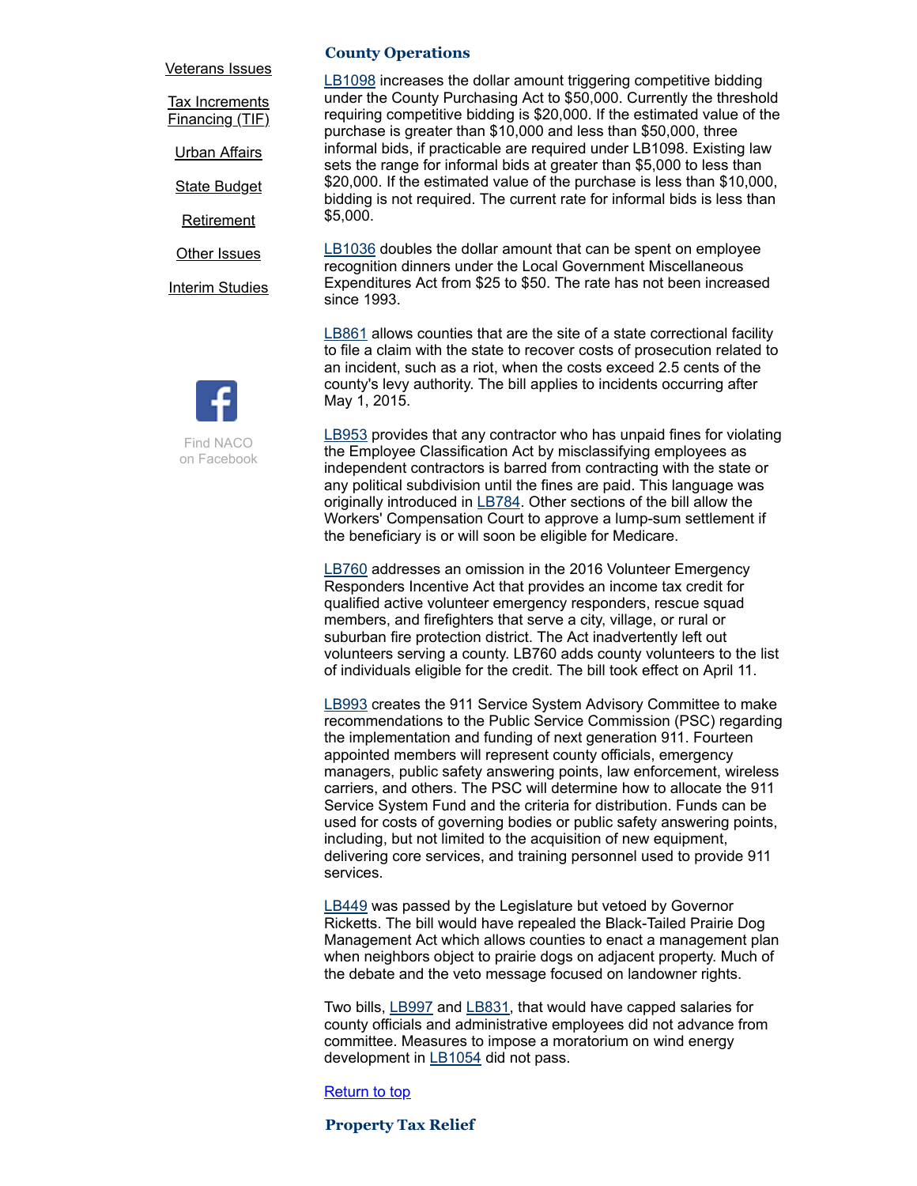Veterans Issues

Tax Increments Financing (TIF)

Urban Affairs

State Budget

Retirement

Other Issues

Interim Studies

Find NACO on Facebook

## County Operations

LB1098 increases the dollar amount triggering competitive bidding under the County Purchasing Act to $50,000. Currently the threshold requiring competitive bidding is $20,000. If the estimated value of the purchase is greater than $10,000 and less than $50,000, three informal bids, if practicable are required under LB1098. Existing law sets the range for informal bids at greater than $5,000 to less than $20,000. If the estimated value of the purchase is less than $10,000, bidding is not required. The current rate for informal bids is less than $5,000.

LB1036 doubles the dollar amount that can be spent on employee recognition dinners under the Local Government Miscellaneous Expenditures Act from $25 to $50. The rate has not been increased since 1993.

LB861 allows counties that are the site of a state correctional facility to file a claim with the state to recover costs of prosecution related to an incident, such as a riot, when the costs exceed 2.5 cents of the county's levy authority. The bill applies to incidents occurring after May 1, 2015.

LB953 provides that any contractor who has unpaid fines for violating the Employee Classification Act by misclassifying employees as independent contractors is barred from contracting with the state or any political subdivision until the fines are paid. This language was originally introduced in LB784. Other sections of the bill allow the Workers' Compensation Court to approve a lump-sum settlement if the beneficiary is or will soon be eligible for Medicare.

LB760 addresses an omission in the 2016 Volunteer Emergency Responders Incentive Act that provides an income tax credit for qualified active volunteer emergency responders, rescue squad members, and firefighters that serve a city, village, or rural or suburban fire protection district. The Act inadvertently left out volunteers serving a county. LB760 adds county volunteers to the list of individuals eligible for the credit. The bill took effect on April 11.

LB993 creates the 911 Service System Advisory Committee to make recommendations to the Public Service Commission (PSC) regarding the implementation and funding of next generation 911. Fourteen appointed members will represent county officials, emergency managers, public safety answering points, law enforcement, wireless carriers, and others. The PSC will determine how to allocate the 911 Service System Fund and the criteria for distribution. Funds can be used for costs of governing bodies or public safety answering points, including, but not limited to the acquisition of new equipment, delivering core services, and training personnel used to provide 911 services.

LB449 was passed by the Legislature but vetoed by Governor Ricketts. The bill would have repealed the Black-Tailed Prairie Dog Management Act which allows counties to enact a management plan when neighbors object to prairie dogs on adjacent property. Much of the debate and the veto message focused on landowner rights.

Two bills, LB997 and LB831, that would have capped salaries for county officials and administrative employees did not advance from committee. Measures to impose a moratorium on wind energy development in LB1054 did not pass.

Return to top

## Property Tax Relief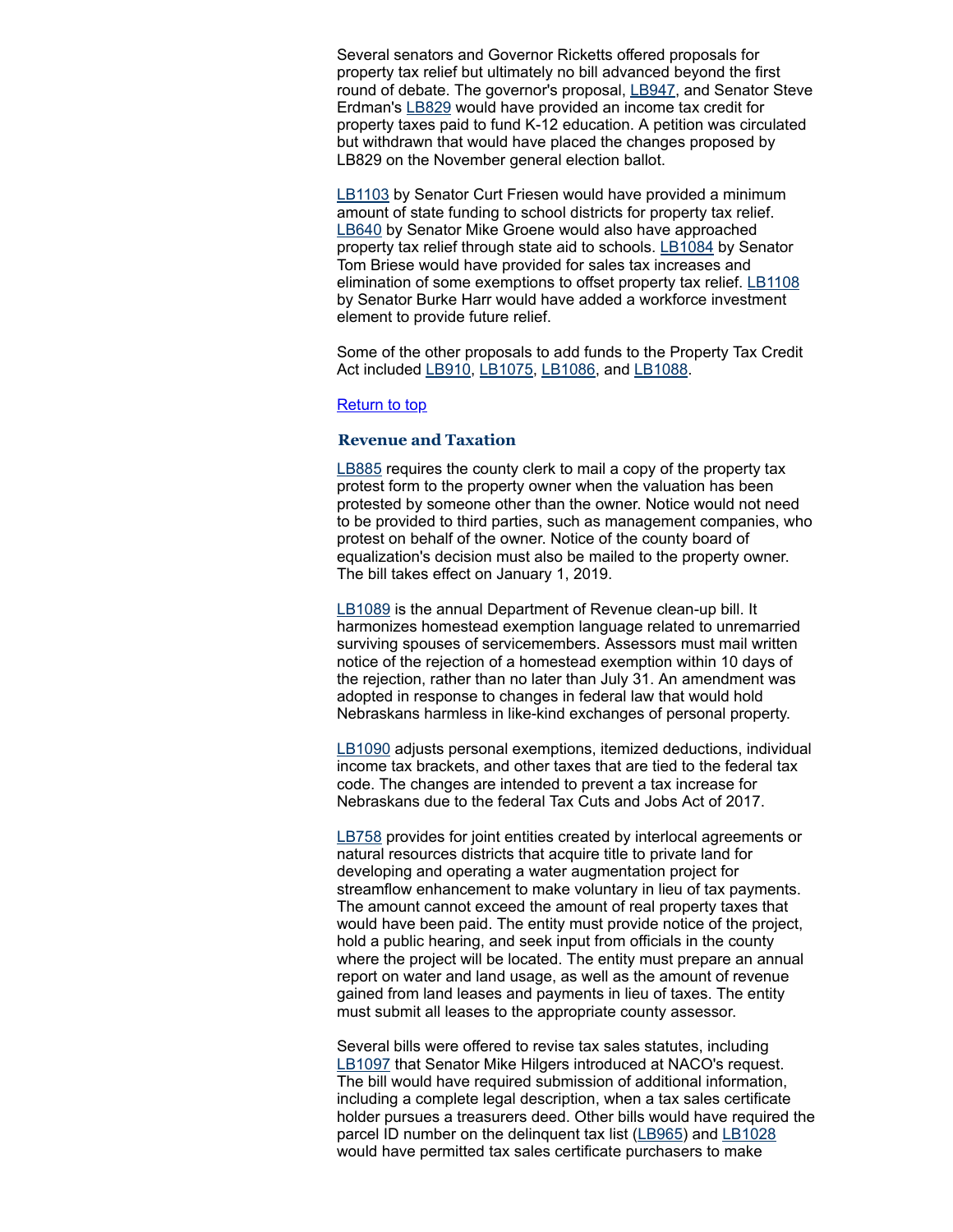Several senators and Governor Ricketts offered proposals for property tax relief but ultimately no bill advanced beyond the first round of debate. The governor's proposal, LB947, and Senator Steve Erdman's LB829 would have provided an income tax credit for property taxes paid to fund K-12 education. A petition was circulated but withdrawn that would have placed the changes proposed by LB829 on the November general election ballot.

LB1103 by Senator Curt Friesen would have provided a minimum amount of state funding to school districts for property tax relief. LB640 by Senator Mike Groene would also have approached property tax relief through state aid to schools. LB1084 by Senator Tom Briese would have provided for sales tax increases and elimination of some exemptions to offset property tax relief. LB1108 by Senator Burke Harr would have added a workforce investment element to provide future relief.

Some of the other proposals to add funds to the Property Tax Credit Act included LB910, LB1075, LB1086, and LB1088.

Return to top

### Revenue and Taxation

LB885 requires the county clerk to mail a copy of the property tax protest form to the property owner when the valuation has been protested by someone other than the owner. Notice would not need to be provided to third parties, such as management companies, who protest on behalf of the owner. Notice of the county board of equalization's decision must also be mailed to the property owner. The bill takes effect on January 1, 2019.

LB1089 is the annual Department of Revenue clean-up bill. It harmonizes homestead exemption language related to unremarried surviving spouses of servicemembers. Assessors must mail written notice of the rejection of a homestead exemption within 10 days of the rejection, rather than no later than July 31. An amendment was adopted in response to changes in federal law that would hold Nebraskans harmless in like-kind exchanges of personal property.

LB1090 adjusts personal exemptions, itemized deductions, individual income tax brackets, and other taxes that are tied to the federal tax code. The changes are intended to prevent a tax increase for Nebraskans due to the federal Tax Cuts and Jobs Act of 2017.

LB758 provides for joint entities created by interlocal agreements or natural resources districts that acquire title to private land for developing and operating a water augmentation project for streamflow enhancement to make voluntary in lieu of tax payments. The amount cannot exceed the amount of real property taxes that would have been paid. The entity must provide notice of the project, hold a public hearing, and seek input from officials in the county where the project will be located. The entity must prepare an annual report on water and land usage, as well as the amount of revenue gained from land leases and payments in lieu of taxes. The entity must submit all leases to the appropriate county assessor.

Several bills were offered to revise tax sales statutes, including LB1097 that Senator Mike Hilgers introduced at NACO's request. The bill would have required submission of additional information, including a complete legal description, when a tax sales certificate holder pursues a treasurers deed. Other bills would have required the parcel ID number on the delinquent tax list (LB965) and LB1028 would have permitted tax sales certificate purchasers to make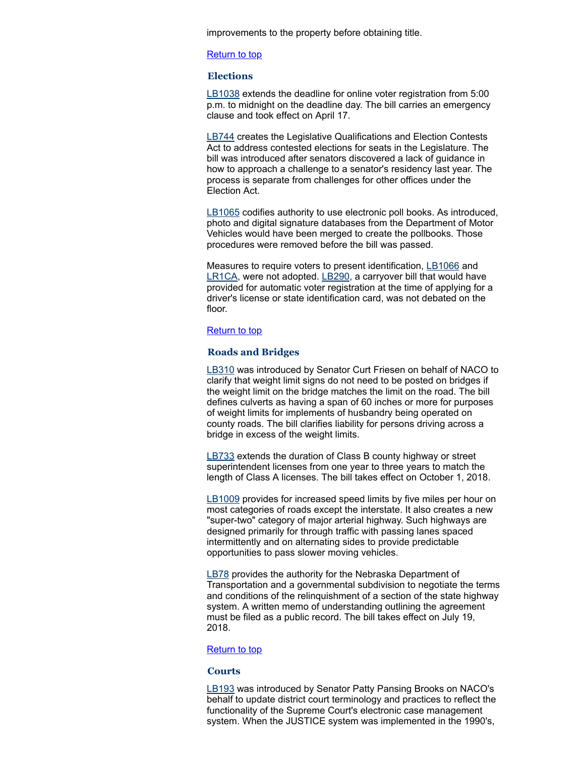improvements to the property before obtaining title.

Return to top

### Elections

LB1038 extends the deadline for online voter registration from 5:00 p.m. to midnight on the deadline day. The bill carries an emergency clause and took effect on April 17.

LB744 creates the Legislative Qualifications and Election Contests Act to address contested elections for seats in the Legislature. The bill was introduced after senators discovered a lack of guidance in how to approach a challenge to a senator's residency last year. The process is separate from challenges for other offices under the Election Act.

LB1065 codifies authority to use electronic poll books. As introduced, photo and digital signature databases from the Department of Motor Vehicles would have been merged to create the pollbooks. Those procedures were removed before the bill was passed.

Measures to require voters to present identification, LB1066 and LR1CA, were not adopted. LB290, a carryover bill that would have provided for automatic voter registration at the time of applying for a driver's license or state identification card, was not debated on the floor.

Return to top

### Roads and Bridges

LB310 was introduced by Senator Curt Friesen on behalf of NACO to clarify that weight limit signs do not need to be posted on bridges if the weight limit on the bridge matches the limit on the road. The bill defines culverts as having a span of 60 inches or more for purposes of weight limits for implements of husbandry being operated on county roads. The bill clarifies liability for persons driving across a bridge in excess of the weight limits.

LB733 extends the duration of Class B county highway or street superintendent licenses from one year to three years to match the length of Class A licenses. The bill takes effect on October 1, 2018.

LB1009 provides for increased speed limits by five miles per hour on most categories of roads except the interstate. It also creates a new "super-two" category of major arterial highway. Such highways are designed primarily for through traffic with passing lanes spaced intermittently and on alternating sides to provide predictable opportunities to pass slower moving vehicles.

LB78 provides the authority for the Nebraska Department of Transportation and a governmental subdivision to negotiate the terms and conditions of the relinquishment of a section of the state highway system. A written memo of understanding outlining the agreement must be filed as a public record. The bill takes effect on July 19, 2018.

Return to top

### Courts

LB193 was introduced by Senator Patty Pansing Brooks on NACO's behalf to update district court terminology and practices to reflect the functionality of the Supreme Court's electronic case management system. When the JUSTICE system was implemented in the 1990's,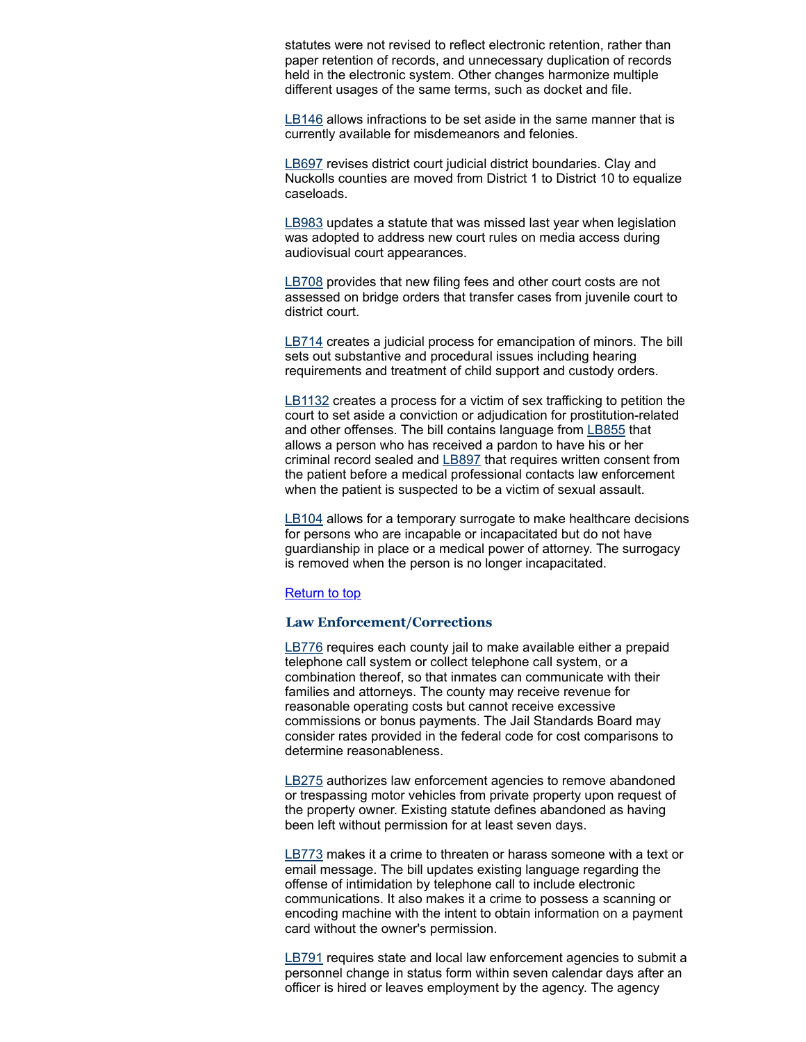statutes were not revised to reflect electronic retention, rather than paper retention of records, and unnecessary duplication of records held in the electronic system. Other changes harmonize multiple different usages of the same terms, such as docket and file.

LB146 allows infractions to be set aside in the same manner that is currently available for misdemeanors and felonies.

LB697 revises district court judicial district boundaries. Clay and Nuckolls counties are moved from District 1 to District 10 to equalize caseloads.

LB983 updates a statute that was missed last year when legislation was adopted to address new court rules on media access during audiovisual court appearances.

LB708 provides that new filing fees and other court costs are not assessed on bridge orders that transfer cases from juvenile court to district court.

LB714 creates a judicial process for emancipation of minors. The bill sets out substantive and procedural issues including hearing requirements and treatment of child support and custody orders.

LB1132 creates a process for a victim of sex trafficking to petition the court to set aside a conviction or adjudication for prostitution-related and other offenses. The bill contains language from LB855 that allows a person who has received a pardon to have his or her criminal record sealed and LB897 that requires written consent from the patient before a medical professional contacts law enforcement when the patient is suspected to be a victim of sexual assault.

LB104 allows for a temporary surrogate to make healthcare decisions for persons who are incapable or incapacitated but do not have guardianship in place or a medical power of attorney. The surrogacy is removed when the person is no longer incapacitated.

Return to top

### Law Enforcement/Corrections

LB776 requires each county jail to make available either a prepaid telephone call system or collect telephone call system, or a combination thereof, so that inmates can communicate with their families and attorneys. The county may receive revenue for reasonable operating costs but cannot receive excessive commissions or bonus payments. The Jail Standards Board may consider rates provided in the federal code for cost comparisons to determine reasonableness.

LB275 authorizes law enforcement agencies to remove abandoned or trespassing motor vehicles from private property upon request of the property owner. Existing statute defines abandoned as having been left without permission for at least seven days.

LB773 makes it a crime to threaten or harass someone with a text or email message. The bill updates existing language regarding the offense of intimidation by telephone call to include electronic communications. It also makes it a crime to possess a scanning or encoding machine with the intent to obtain information on a payment card without the owner's permission.

LB791 requires state and local law enforcement agencies to submit a personnel change in status form within seven calendar days after an officer is hired or leaves employment by the agency. The agency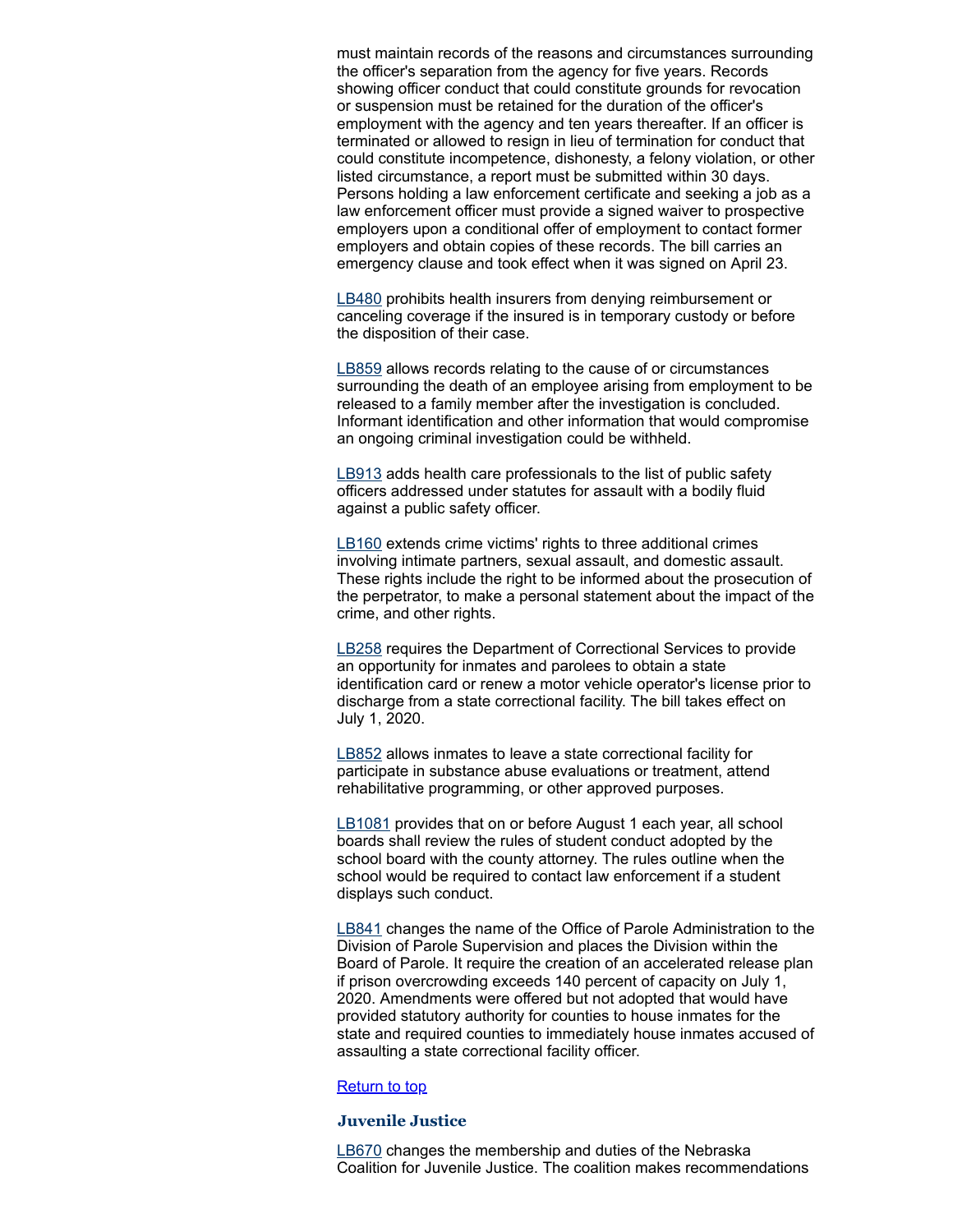must maintain records of the reasons and circumstances surrounding the officer's separation from the agency for five years. Records showing officer conduct that could constitute grounds for revocation or suspension must be retained for the duration of the officer's employment with the agency and ten years thereafter. If an officer is terminated or allowed to resign in lieu of termination for conduct that could constitute incompetence, dishonesty, a felony violation, or other listed circumstance, a report must be submitted within 30 days. Persons holding a law enforcement certificate and seeking a job as a law enforcement officer must provide a signed waiver to prospective employers upon a conditional offer of employment to contact former employers and obtain copies of these records. The bill carries an emergency clause and took effect when it was signed on April 23.

LB480 prohibits health insurers from denying reimbursement or canceling coverage if the insured is in temporary custody or before the disposition of their case.

LB859 allows records relating to the cause of or circumstances surrounding the death of an employee arising from employment to be released to a family member after the investigation is concluded. Informant identification and other information that would compromise an ongoing criminal investigation could be withheld.

LB913 adds health care professionals to the list of public safety officers addressed under statutes for assault with a bodily fluid against a public safety officer.

LB160 extends crime victims' rights to three additional crimes involving intimate partners, sexual assault, and domestic assault. These rights include the right to be informed about the prosecution of the perpetrator, to make a personal statement about the impact of the crime, and other rights.

LB258 requires the Department of Correctional Services to provide an opportunity for inmates and parolees to obtain a state identification card or renew a motor vehicle operator's license prior to discharge from a state correctional facility. The bill takes effect on July 1, 2020.

LB852 allows inmates to leave a state correctional facility for participate in substance abuse evaluations or treatment, attend rehabilitative programming, or other approved purposes.

LB1081 provides that on or before August 1 each year, all school boards shall review the rules of student conduct adopted by the school board with the county attorney. The rules outline when the school would be required to contact law enforcement if a student displays such conduct.

LB841 changes the name of the Office of Parole Administration to the Division of Parole Supervision and places the Division within the Board of Parole. It require the creation of an accelerated release plan if prison overcrowding exceeds 140 percent of capacity on July 1, 2020. Amendments were offered but not adopted that would have provided statutory authority for counties to house inmates for the state and required counties to immediately house inmates accused of assaulting a state correctional facility officer.

Return to top

### Juvenile Justice

LB670 changes the membership and duties of the Nebraska Coalition for Juvenile Justice. The coalition makes recommendations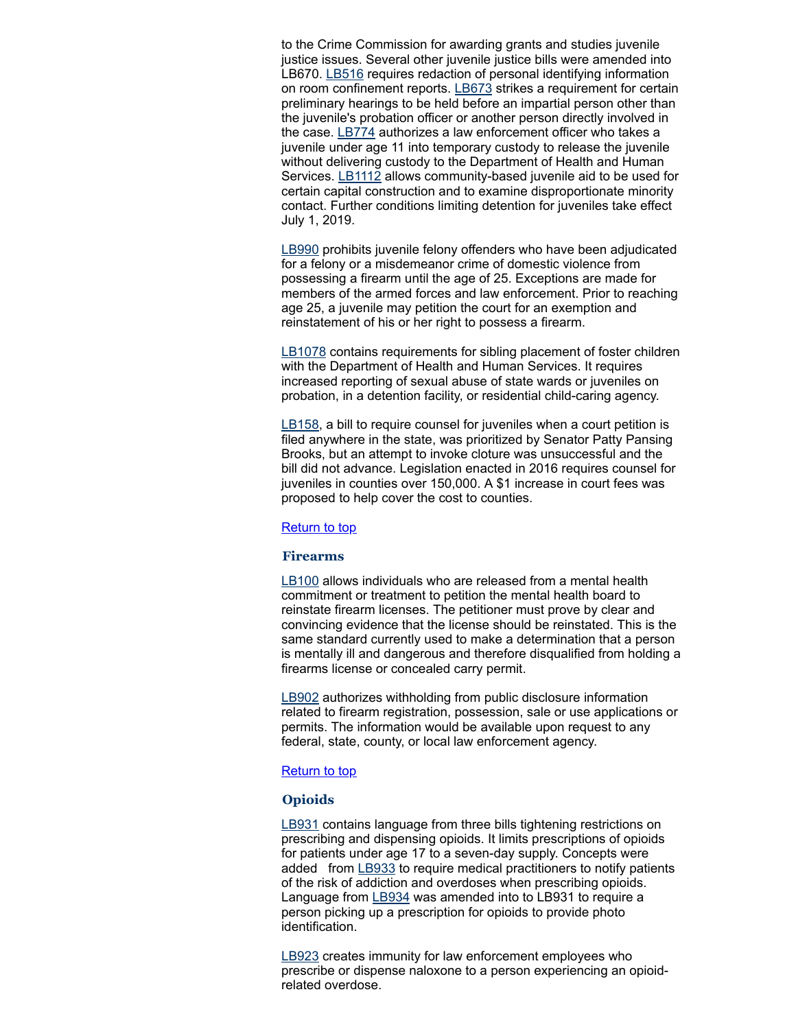to the Crime Commission for awarding grants and studies juvenile justice issues. Several other juvenile justice bills were amended into LB670. LB516 requires redaction of personal identifying information on room confinement reports. LB673 strikes a requirement for certain preliminary hearings to be held before an impartial person other than the juvenile's probation officer or another person directly involved in the case. LB774 authorizes a law enforcement officer who takes a juvenile under age 11 into temporary custody to release the juvenile without delivering custody to the Department of Health and Human Services. LB1112 allows community-based juvenile aid to be used for certain capital construction and to examine disproportionate minority contact. Further conditions limiting detention for juveniles take effect July 1, 2019.

LB990 prohibits juvenile felony offenders who have been adjudicated for a felony or a misdemeanor crime of domestic violence from possessing a firearm until the age of 25. Exceptions are made for members of the armed forces and law enforcement. Prior to reaching age 25, a juvenile may petition the court for an exemption and reinstatement of his or her right to possess a firearm.

LB1078 contains requirements for sibling placement of foster children with the Department of Health and Human Services. It requires increased reporting of sexual abuse of state wards or juveniles on probation, in a detention facility, or residential child-caring agency.

LB158, a bill to require counsel for juveniles when a court petition is filed anywhere in the state, was prioritized by Senator Patty Pansing Brooks, but an attempt to invoke cloture was unsuccessful and the bill did not advance. Legislation enacted in 2016 requires counsel for juveniles in counties over 150,000. A $1 increase in court fees was proposed to help cover the cost to counties.

Return to top

### Firearms

LB100 allows individuals who are released from a mental health commitment or treatment to petition the mental health board to reinstate firearm licenses. The petitioner must prove by clear and convincing evidence that the license should be reinstated. This is the same standard currently used to make a determination that a person is mentally ill and dangerous and therefore disqualified from holding a firearms license or concealed carry permit.

LB902 authorizes withholding from public disclosure information related to firearm registration, possession, sale or use applications or permits. The information would be available upon request to any federal, state, county, or local law enforcement agency.

Return to top

### Opioids

LB931 contains language from three bills tightening restrictions on prescribing and dispensing opioids. It limits prescriptions of opioids for patients under age 17 to a seven-day supply. Concepts were added from LB933 to require medical practitioners to notify patients of the risk of addiction and overdoses when prescribing opioids. Language from LB934 was amended into to LB931 to require a person picking up a prescription for opioids to provide photo identification.

LB923 creates immunity for law enforcement employees who prescribe or dispense naloxone to a person experiencing an opioid-related overdose.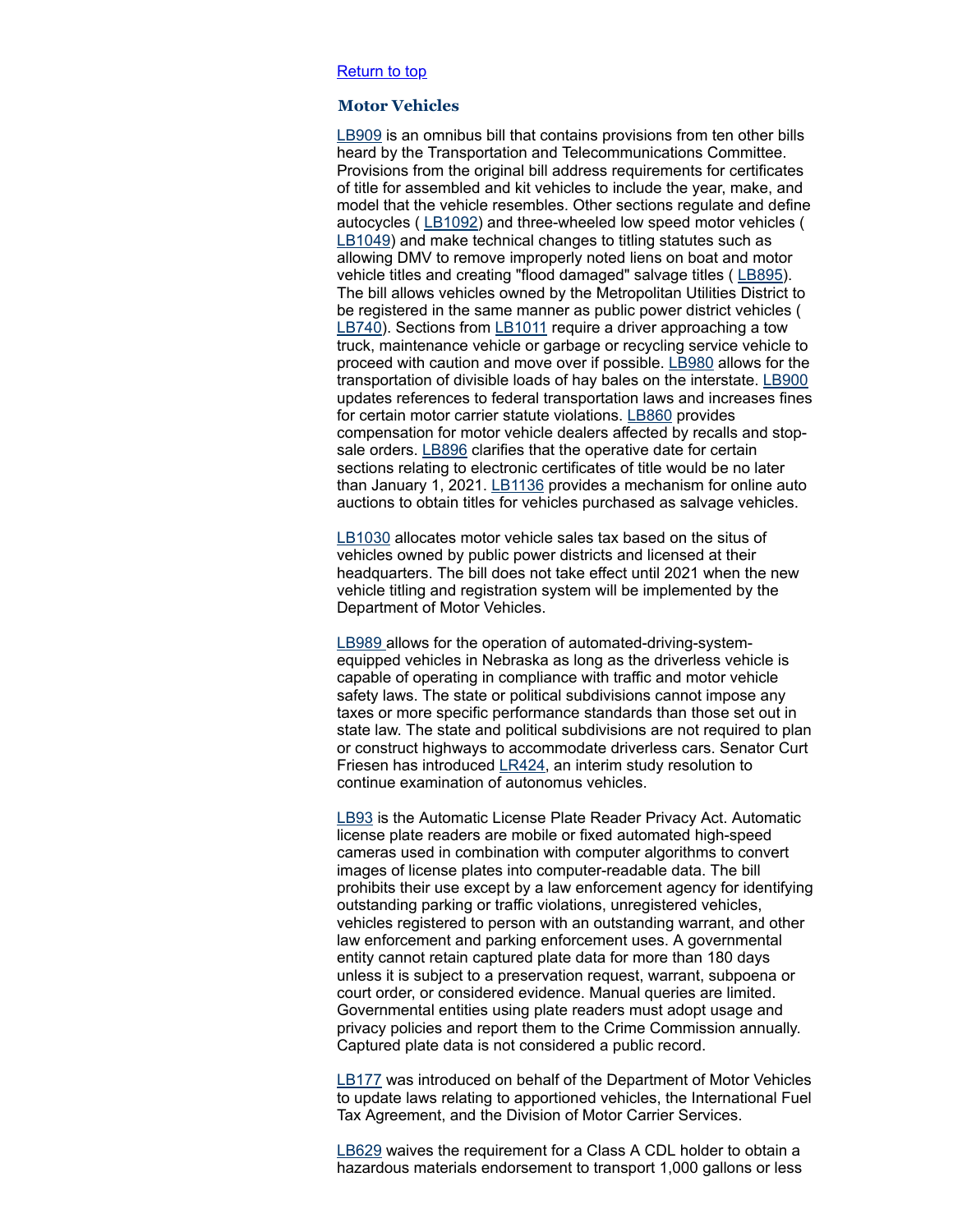[Return to top](#)

### Motor Vehicles

[LB909](#) is an omnibus bill that contains provisions from ten other bills heard by the Transportation and Telecommunications Committee. Provisions from the original bill address requirements for certificates of title for assembled and kit vehicles to include the year, make, and model that the vehicle resembles. Other sections regulate and define autocycles ( [LB1092](#)) and three-wheeled low speed motor vehicles ( [LB1049](#)) and make technical changes to titling statutes such as allowing DMV to remove improperly noted liens on boat and motor vehicle titles and creating "flood damaged" salvage titles ( [LB895](#)). The bill allows vehicles owned by the Metropolitan Utilities District to be registered in the same manner as public power district vehicles ( [LB740](#)). Sections from [LB1011](#) require a driver approaching a tow truck, maintenance vehicle or garbage or recycling service vehicle to proceed with caution and move over if possible. [LB980](#) allows for the transportation of divisible loads of hay bales on the interstate. [LB900](#) updates references to federal transportation laws and increases fines for certain motor carrier statute violations. [LB860](#) provides compensation for motor vehicle dealers affected by recalls and stop-sale orders. [LB896](#) clarifies that the operative date for certain sections relating to electronic certificates of title would be no later than January 1, 2021. [LB1136](#) provides a mechanism for online auto auctions to obtain titles for vehicles purchased as salvage vehicles.

[LB1030](#) allocates motor vehicle sales tax based on the situs of vehicles owned by public power districts and licensed at their headquarters. The bill does not take effect until 2021 when the new vehicle titling and registration system will be implemented by the Department of Motor Vehicles.

[LB989](#) allows for the operation of automated-driving-system-equipped vehicles in Nebraska as long as the driverless vehicle is capable of operating in compliance with traffic and motor vehicle safety laws. The state or political subdivisions cannot impose any taxes or more specific performance standards than those set out in state law. The state and political subdivisions are not required to plan or construct highways to accommodate driverless cars. Senator Curt Friesen has introduced [LR424](#), an interim study resolution to continue examination of autonomus vehicles.

[LB93](#) is the Automatic License Plate Reader Privacy Act. Automatic license plate readers are mobile or fixed automated high-speed cameras used in combination with computer algorithms to convert images of license plates into computer-readable data. The bill prohibits their use except by a law enforcement agency for identifying outstanding parking or traffic violations, unregistered vehicles, vehicles registered to person with an outstanding warrant, and other law enforcement and parking enforcement uses. A governmental entity cannot retain captured plate data for more than 180 days unless it is subject to a preservation request, warrant, subpoena or court order, or considered evidence. Manual queries are limited. Governmental entities using plate readers must adopt usage and privacy policies and report them to the Crime Commission annually. Captured plate data is not considered a public record.

[LB177](#) was introduced on behalf of the Department of Motor Vehicles to update laws relating to apportioned vehicles, the International Fuel Tax Agreement, and the Division of Motor Carrier Services.

[LB629](#) waives the requirement for a Class A CDL holder to obtain a hazardous materials endorsement to transport 1,000 gallons or less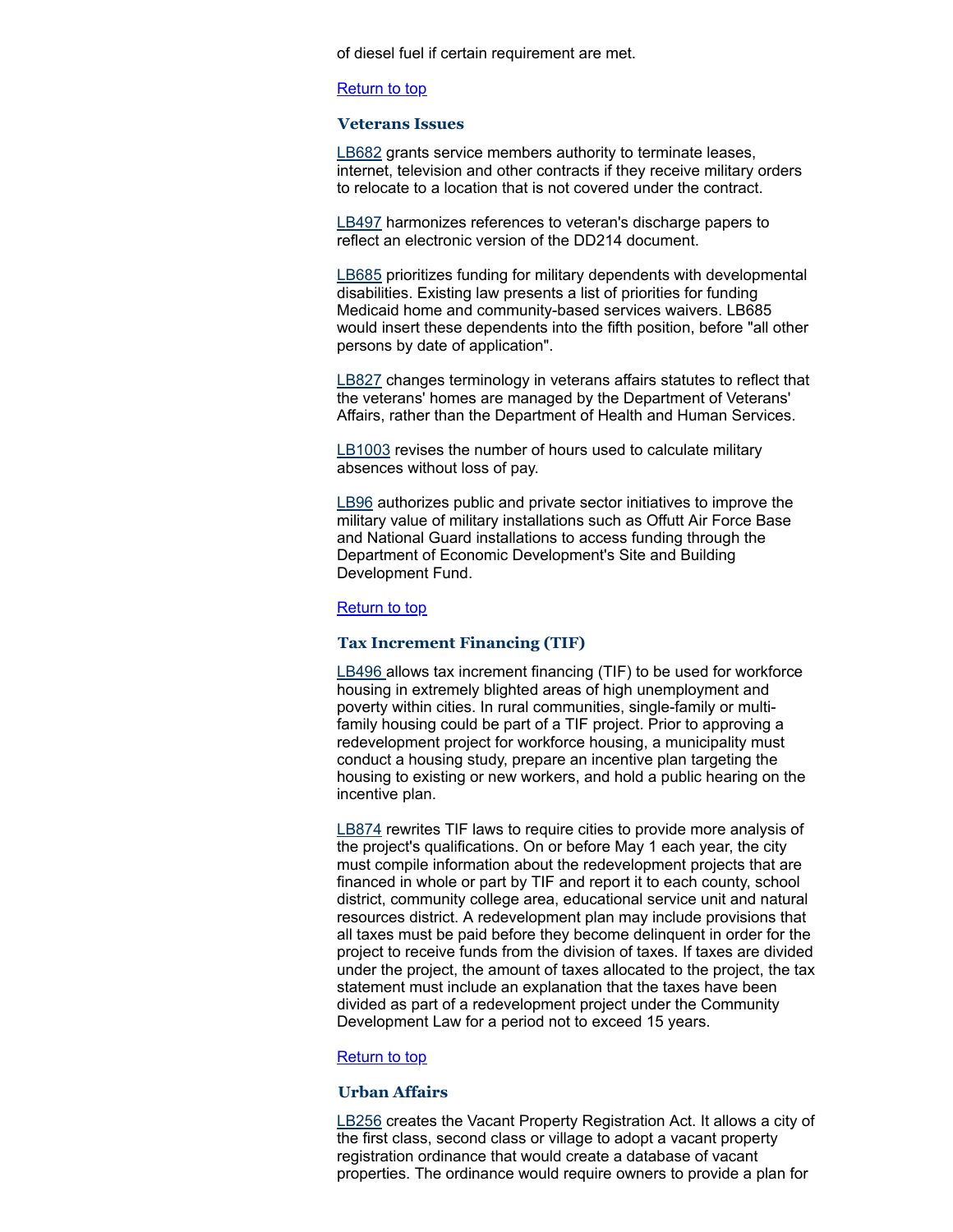of diesel fuel if certain requirement are met.

Return to top

### Veterans Issues

LB682 grants service members authority to terminate leases, internet, television and other contracts if they receive military orders to relocate to a location that is not covered under the contract.

LB497 harmonizes references to veteran's discharge papers to reflect an electronic version of the DD214 document.

LB685 prioritizes funding for military dependents with developmental disabilities. Existing law presents a list of priorities for funding Medicaid home and community-based services waivers. LB685 would insert these dependents into the fifth position, before "all other persons by date of application".

LB827 changes terminology in veterans affairs statutes to reflect that the veterans' homes are managed by the Department of Veterans' Affairs, rather than the Department of Health and Human Services.

LB1003 revises the number of hours used to calculate military absences without loss of pay.

LB96 authorizes public and private sector initiatives to improve the military value of military installations such as Offutt Air Force Base and National Guard installations to access funding through the Department of Economic Development's Site and Building Development Fund.

Return to top

### Tax Increment Financing (TIF)

LB496 allows tax increment financing (TIF) to be used for workforce housing in extremely blighted areas of high unemployment and poverty within cities. In rural communities, single-family or multi-family housing could be part of a TIF project. Prior to approving a redevelopment project for workforce housing, a municipality must conduct a housing study, prepare an incentive plan targeting the housing to existing or new workers, and hold a public hearing on the incentive plan.

LB874 rewrites TIF laws to require cities to provide more analysis of the project's qualifications. On or before May 1 each year, the city must compile information about the redevelopment projects that are financed in whole or part by TIF and report it to each county, school district, community college area, educational service unit and natural resources district. A redevelopment plan may include provisions that all taxes must be paid before they become delinquent in order for the project to receive funds from the division of taxes. If taxes are divided under the project, the amount of taxes allocated to the project, the tax statement must include an explanation that the taxes have been divided as part of a redevelopment project under the Community Development Law for a period not to exceed 15 years.

Return to top

### Urban Affairs

LB256 creates the Vacant Property Registration Act. It allows a city of the first class, second class or village to adopt a vacant property registration ordinance that would create a database of vacant properties. The ordinance would require owners to provide a plan for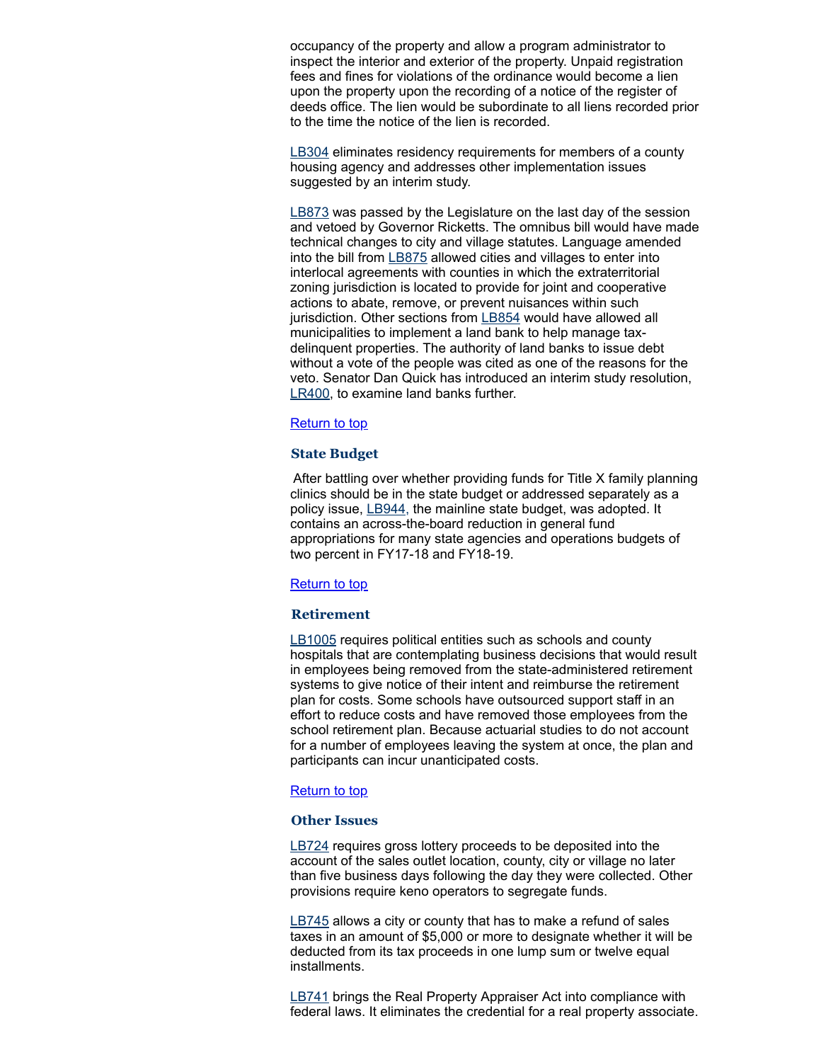occupancy of the property and allow a program administrator to inspect the interior and exterior of the property. Unpaid registration fees and fines for violations of the ordinance would become a lien upon the property upon the recording of a notice of the register of deeds office. The lien would be subordinate to all liens recorded prior to the time the notice of the lien is recorded.

LB304 eliminates residency requirements for members of a county housing agency and addresses other implementation issues suggested by an interim study.

LB873 was passed by the Legislature on the last day of the session and vetoed by Governor Ricketts. The omnibus bill would have made technical changes to city and village statutes. Language amended into the bill from LB875 allowed cities and villages to enter into interlocal agreements with counties in which the extraterritorial zoning jurisdiction is located to provide for joint and cooperative actions to abate, remove, or prevent nuisances within such jurisdiction. Other sections from LB854 would have allowed all municipalities to implement a land bank to help manage tax-delinquent properties. The authority of land banks to issue debt without a vote of the people was cited as one of the reasons for the veto. Senator Dan Quick has introduced an interim study resolution, LR400, to examine land banks further.

Return to top

### State Budget

After battling over whether providing funds for Title X family planning clinics should be in the state budget or addressed separately as a policy issue, LB944, the mainline state budget, was adopted. It contains an across-the-board reduction in general fund appropriations for many state agencies and operations budgets of two percent in FY17-18 and FY18-19.

Return to top

### Retirement

LB1005 requires political entities such as schools and county hospitals that are contemplating business decisions that would result in employees being removed from the state-administered retirement systems to give notice of their intent and reimburse the retirement plan for costs. Some schools have outsourced support staff in an effort to reduce costs and have removed those employees from the school retirement plan. Because actuarial studies to do not account for a number of employees leaving the system at once, the plan and participants can incur unanticipated costs.

Return to top

### Other Issues

LB724 requires gross lottery proceeds to be deposited into the account of the sales outlet location, county, city or village no later than five business days following the day they were collected. Other provisions require keno operators to segregate funds.

LB745 allows a city or county that has to make a refund of sales taxes in an amount of $5,000 or more to designate whether it will be deducted from its tax proceeds in one lump sum or twelve equal installments.

LB741 brings the Real Property Appraiser Act into compliance with federal laws. It eliminates the credential for a real property associate.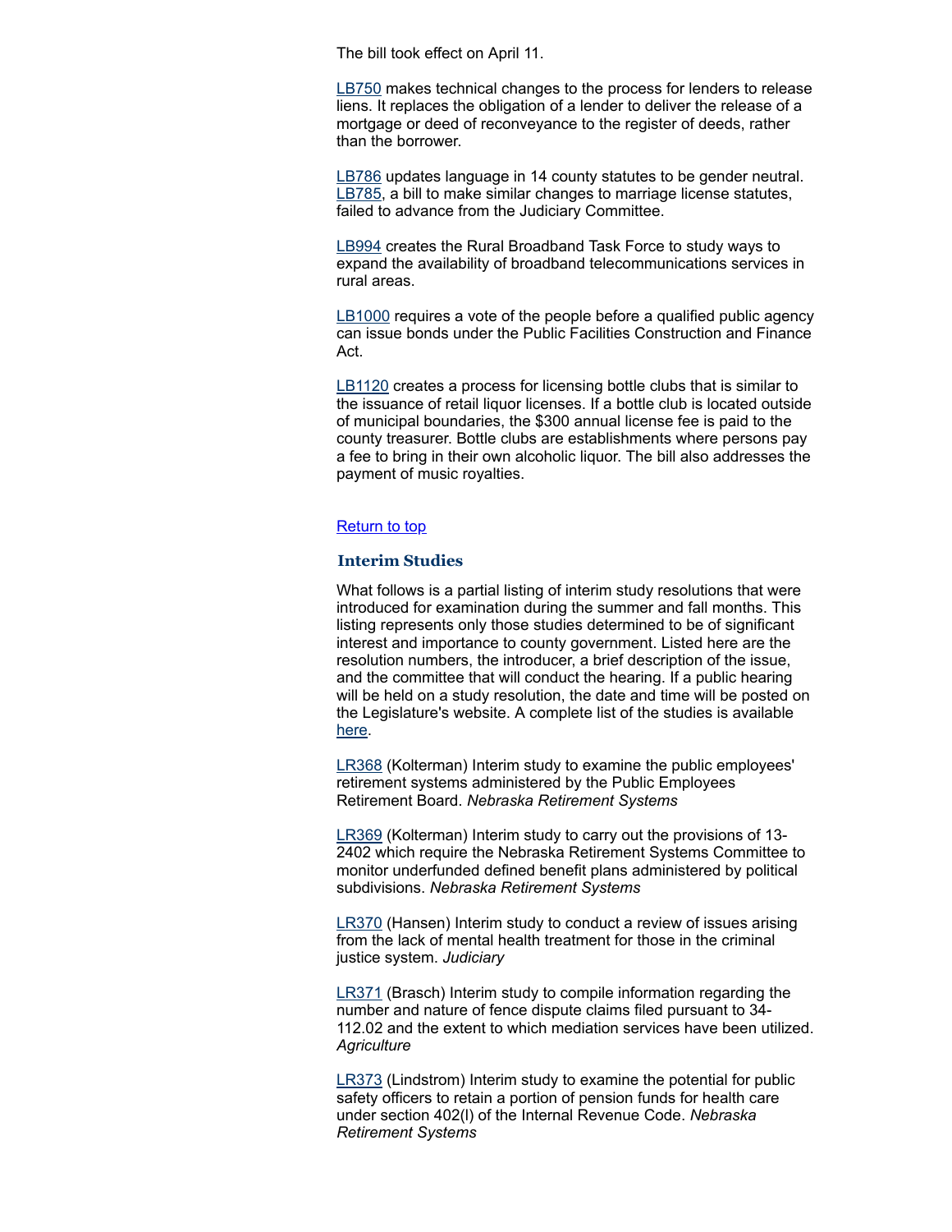The bill took effect on April 11.

LB750 makes technical changes to the process for lenders to release liens. It replaces the obligation of a lender to deliver the release of a mortgage or deed of reconveyance to the register of deeds, rather than the borrower.

LB786 updates language in 14 county statutes to be gender neutral. LB785, a bill to make similar changes to marriage license statutes, failed to advance from the Judiciary Committee.

LB994 creates the Rural Broadband Task Force to study ways to expand the availability of broadband telecommunications services in rural areas.

LB1000 requires a vote of the people before a qualified public agency can issue bonds under the Public Facilities Construction and Finance Act.

LB1120 creates a process for licensing bottle clubs that is similar to the issuance of retail liquor licenses. If a bottle club is located outside of municipal boundaries, the $300 annual license fee is paid to the county treasurer. Bottle clubs are establishments where persons pay a fee to bring in their own alcoholic liquor. The bill also addresses the payment of music royalties.

Return to top

### Interim Studies

What follows is a partial listing of interim study resolutions that were introduced for examination during the summer and fall months. This listing represents only those studies determined to be of significant interest and importance to county government. Listed here are the resolution numbers, the introducer, a brief description of the issue, and the committee that will conduct the hearing. If a public hearing will be held on a study resolution, the date and time will be posted on the Legislature's website. A complete list of the studies is available here.

LR368 (Kolterman) Interim study to examine the public employees' retirement systems administered by the Public Employees Retirement Board. *Nebraska Retirement Systems*

LR369 (Kolterman) Interim study to carry out the provisions of 13-2402 which require the Nebraska Retirement Systems Committee to monitor underfunded defined benefit plans administered by political subdivisions. *Nebraska Retirement Systems*

LR370 (Hansen) Interim study to conduct a review of issues arising from the lack of mental health treatment for those in the criminal justice system. *Judiciary*

LR371 (Brasch) Interim study to compile information regarding the number and nature of fence dispute claims filed pursuant to 34-112.02 and the extent to which mediation services have been utilized. *Agriculture*

LR373 (Lindstrom) Interim study to examine the potential for public safety officers to retain a portion of pension funds for health care under section 402(l) of the Internal Revenue Code. *Nebraska Retirement Systems*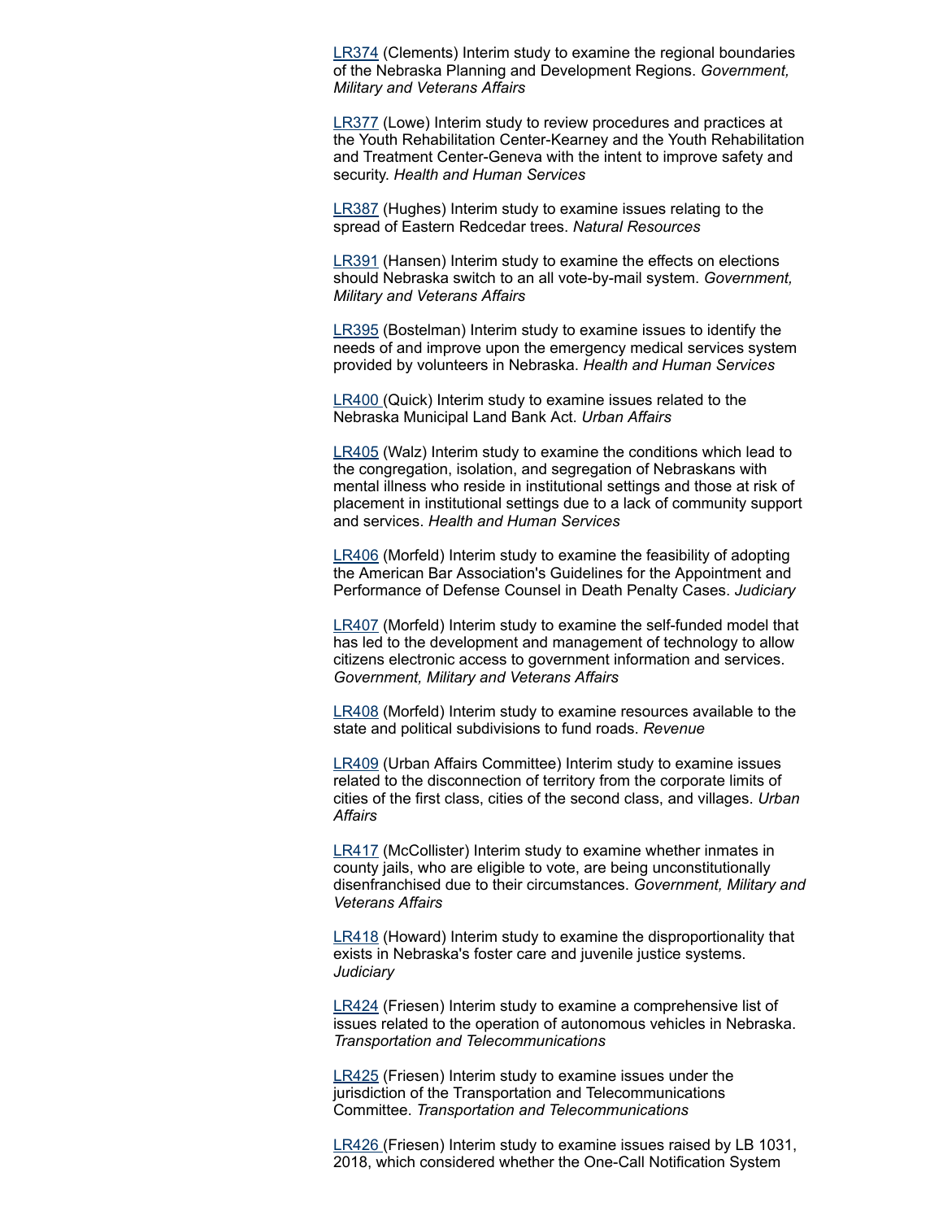LR374 (Clements) Interim study to examine the regional boundaries of the Nebraska Planning and Development Regions. *Government, Military and Veterans Affairs*

LR377 (Lowe) Interim study to review procedures and practices at the Youth Rehabilitation Center-Kearney and the Youth Rehabilitation and Treatment Center-Geneva with the intent to improve safety and security. *Health and Human Services*

LR387 (Hughes) Interim study to examine issues relating to the spread of Eastern Redcedar trees. *Natural Resources*

LR391 (Hansen) Interim study to examine the effects on elections should Nebraska switch to an all vote-by-mail system. *Government, Military and Veterans Affairs*

LR395 (Bostelman) Interim study to examine issues to identify the needs of and improve upon the emergency medical services system provided by volunteers in Nebraska. *Health and Human Services*

LR400 (Quick) Interim study to examine issues related to the Nebraska Municipal Land Bank Act. *Urban Affairs*

LR405 (Walz) Interim study to examine the conditions which lead to the congregation, isolation, and segregation of Nebraskans with mental illness who reside in institutional settings and those at risk of placement in institutional settings due to a lack of community support and services. *Health and Human Services*

LR406 (Morfeld) Interim study to examine the feasibility of adopting the American Bar Association's Guidelines for the Appointment and Performance of Defense Counsel in Death Penalty Cases. *Judiciary*

LR407 (Morfeld) Interim study to examine the self-funded model that has led to the development and management of technology to allow citizens electronic access to government information and services. *Government, Military and Veterans Affairs*

LR408 (Morfeld) Interim study to examine resources available to the state and political subdivisions to fund roads. *Revenue*

LR409 (Urban Affairs Committee) Interim study to examine issues related to the disconnection of territory from the corporate limits of cities of the first class, cities of the second class, and villages. *Urban Affairs*

LR417 (McCollister) Interim study to examine whether inmates in county jails, who are eligible to vote, are being unconstitutionally disenfranchised due to their circumstances. *Government, Military and Veterans Affairs*

LR418 (Howard) Interim study to examine the disproportionality that exists in Nebraska's foster care and juvenile justice systems. *Judiciary*

LR424 (Friesen) Interim study to examine a comprehensive list of issues related to the operation of autonomous vehicles in Nebraska. *Transportation and Telecommunications*

LR425 (Friesen) Interim study to examine issues under the jurisdiction of the Transportation and Telecommunications Committee. *Transportation and Telecommunications*

LR426 (Friesen) Interim study to examine issues raised by LB 1031, 2018, which considered whether the One-Call Notification System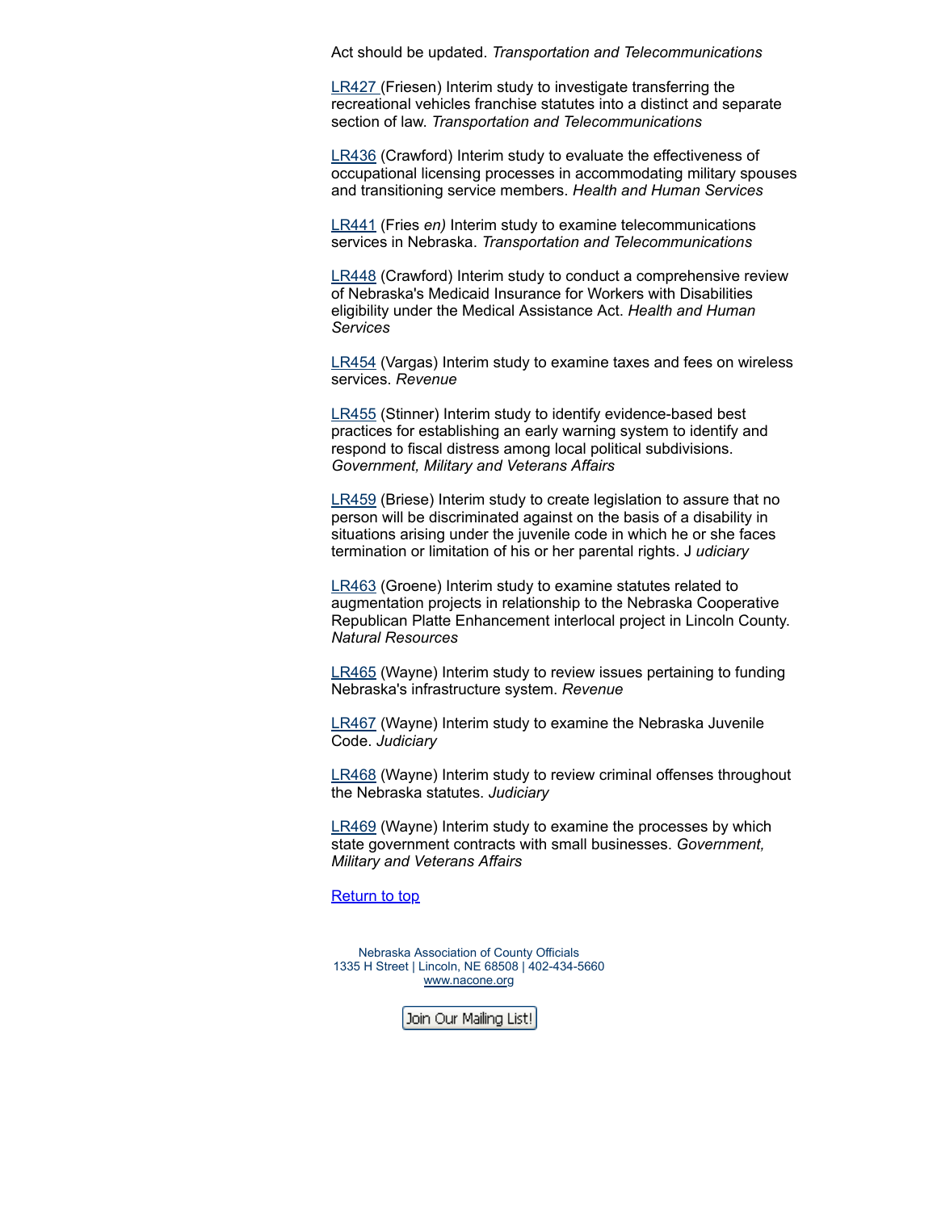Act should be updated. *Transportation and Telecommunications*

LR427 (Friesen) Interim study to investigate transferring the recreational vehicles franchise statutes into a distinct and separate section of law. *Transportation and Telecommunications*

LR436 (Crawford) Interim study to evaluate the effectiveness of occupational licensing processes in accommodating military spouses and transitioning service members. *Health and Human Services*

LR441 (Fries *en)* Interim study to examine telecommunications services in Nebraska. *Transportation and Telecommunications*

LR448 (Crawford) Interim study to conduct a comprehensive review of Nebraska's Medicaid Insurance for Workers with Disabilities eligibility under the Medical Assistance Act. *Health and Human Services*

LR454 (Vargas) Interim study to examine taxes and fees on wireless services. *Revenue*

LR455 (Stinner) Interim study to identify evidence-based best practices for establishing an early warning system to identify and respond to fiscal distress among local political subdivisions. *Government, Military and Veterans Affairs*

LR459 (Briese) Interim study to create legislation to assure that no person will be discriminated against on the basis of a disability in situations arising under the juvenile code in which he or she faces termination or limitation of his or her parental rights. J *udiciary*

LR463 (Groene) Interim study to examine statutes related to augmentation projects in relationship to the Nebraska Cooperative Republican Platte Enhancement interlocal project in Lincoln County. *Natural Resources*

LR465 (Wayne) Interim study to review issues pertaining to funding Nebraska's infrastructure system. *Revenue*

LR467 (Wayne) Interim study to examine the Nebraska Juvenile Code. *Judiciary*

LR468 (Wayne) Interim study to review criminal offenses throughout the Nebraska statutes. *Judiciary*

LR469 (Wayne) Interim study to examine the processes by which state government contracts with small businesses. *Government, Military and Veterans Affairs*

Return to top

Nebraska Association of County Officials
1335 H Street | Lincoln, NE 68508 | 402-434-5660
www.nacone.org

Join Our Mailing List!